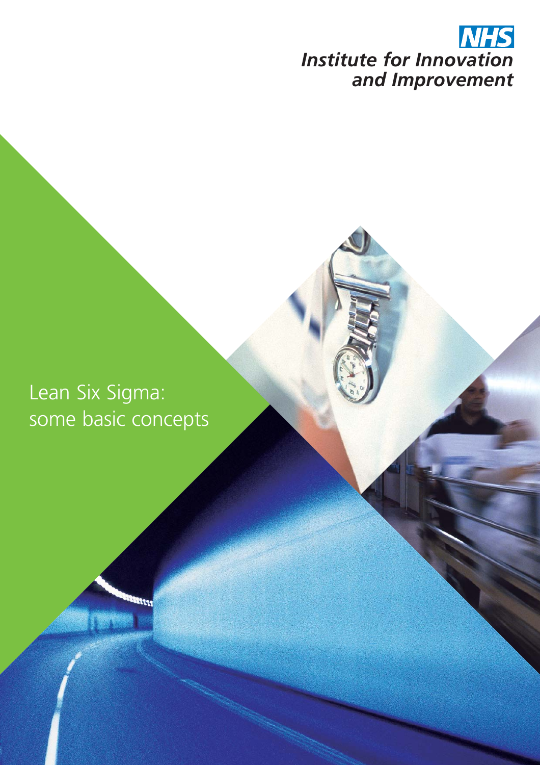NHS
Institute for Innovation and Improvement

# Lean Six Sigma: some basic concepts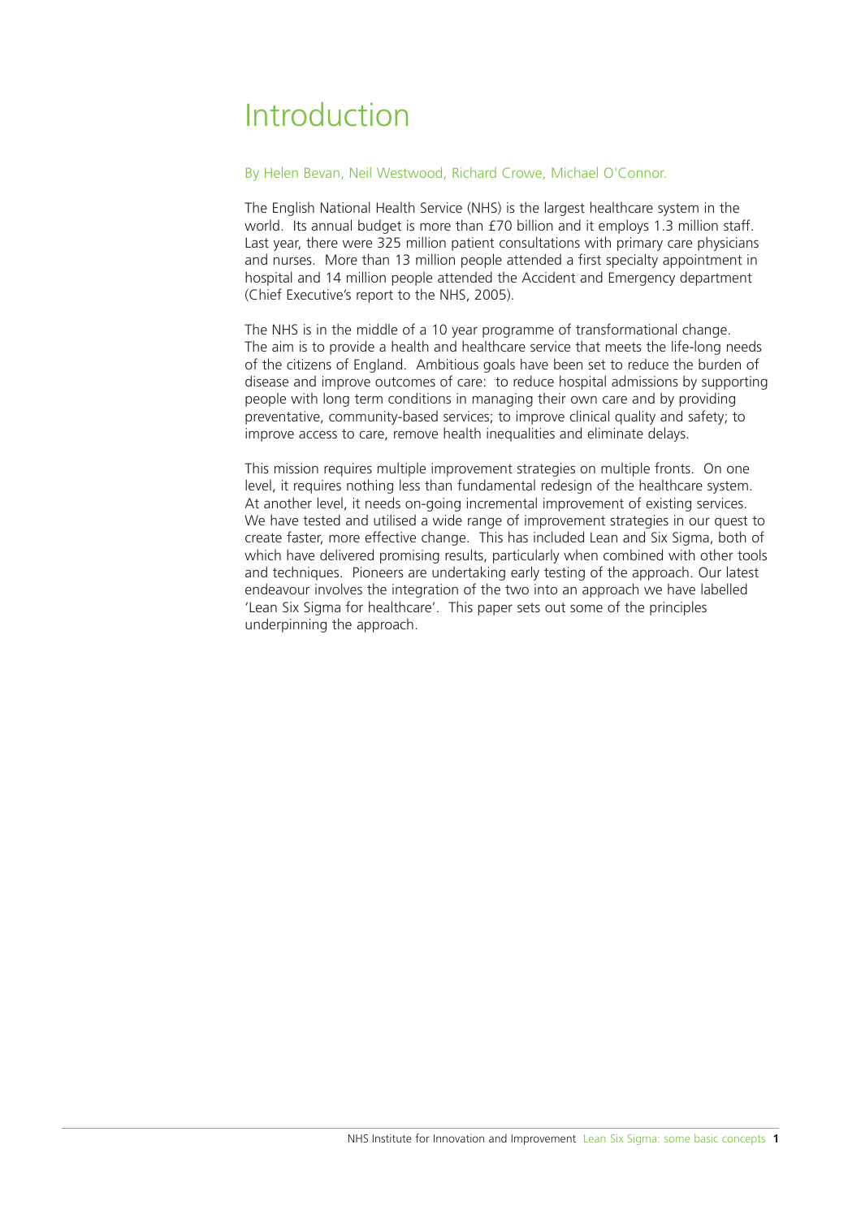# Introduction

By Helen Bevan, Neil Westwood, Richard Crowe, Michael O'Connor.

The English National Health Service (NHS) is the largest healthcare system in the world. Its annual budget is more than £70 billion and it employs 1.3 million staff. Last year, there were 325 million patient consultations with primary care physicians and nurses. More than 13 million people attended a first specialty appointment in hospital and 14 million people attended the Accident and Emergency department (Chief Executive's report to the NHS, 2005).

The NHS is in the middle of a 10 year programme of transformational change. The aim is to provide a health and healthcare service that meets the life-long needs of the citizens of England. Ambitious goals have been set to reduce the burden of disease and improve outcomes of care: to reduce hospital admissions by supporting people with long term conditions in managing their own care and by providing preventative, community-based services; to improve clinical quality and safety; to improve access to care, remove health inequalities and eliminate delays.

This mission requires multiple improvement strategies on multiple fronts. On one level, it requires nothing less than fundamental redesign of the healthcare system. At another level, it needs on-going incremental improvement of existing services. We have tested and utilised a wide range of improvement strategies in our quest to create faster, more effective change. This has included Lean and Six Sigma, both of which have delivered promising results, particularly when combined with other tools and techniques. Pioneers are undertaking early testing of the approach. Our latest endeavour involves the integration of the two into an approach we have labelled 'Lean Six Sigma for healthcare'. This paper sets out some of the principles underpinning the approach.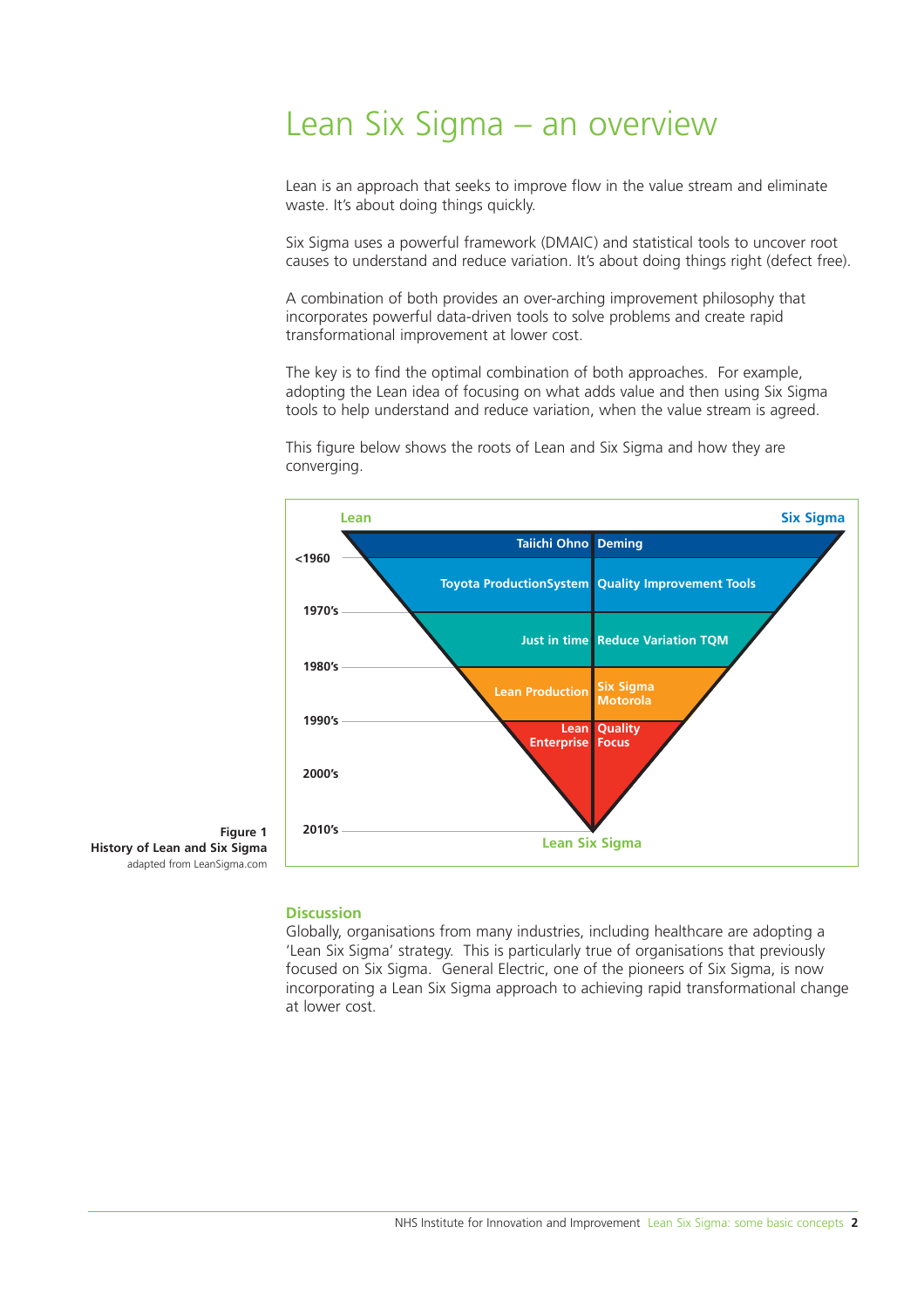# Lean Six Sigma – an overview

Lean is an approach that seeks to improve flow in the value stream and eliminate waste. It's about doing things quickly.

Six Sigma uses a powerful framework (DMAIC) and statistical tools to uncover root causes to understand and reduce variation. It's about doing things right (defect free).

A combination of both provides an over-arching improvement philosophy that incorporates powerful data-driven tools to solve problems and create rapid transformational improvement at lower cost.

The key is to find the optimal combination of both approaches. For example, adopting the Lean idea of focusing on what adds value and then using Six Sigma tools to help understand and reduce variation, when the value stream is agreed.

This figure below shows the roots of Lean and Six Sigma and how they are converging.

| Period | Lean | Six Sigma |
| --- | --- | --- |
| <1960 | Taiichi Ohno | Deming |
| | Toyota ProductionSystem | Quality Improvement Tools |
| 1970's | Just in time | Reduce Variation TQM |
| 1980's | Lean Production | Six Sigma Motorola |
| 1990's | Lean Enterprise | Quality Focus |
| 2000's – 2010's | Lean Six Sigma | |

**Figure 1**
**History of Lean and Six Sigma**
adapted from LeanSigma.com

## Discussion

Globally, organisations from many industries, including healthcare are adopting a 'Lean Six Sigma' strategy. This is particularly true of organisations that previously focused on Six Sigma. General Electric, one of the pioneers of Six Sigma, is now incorporating a Lean Six Sigma approach to achieving rapid transformational change at lower cost.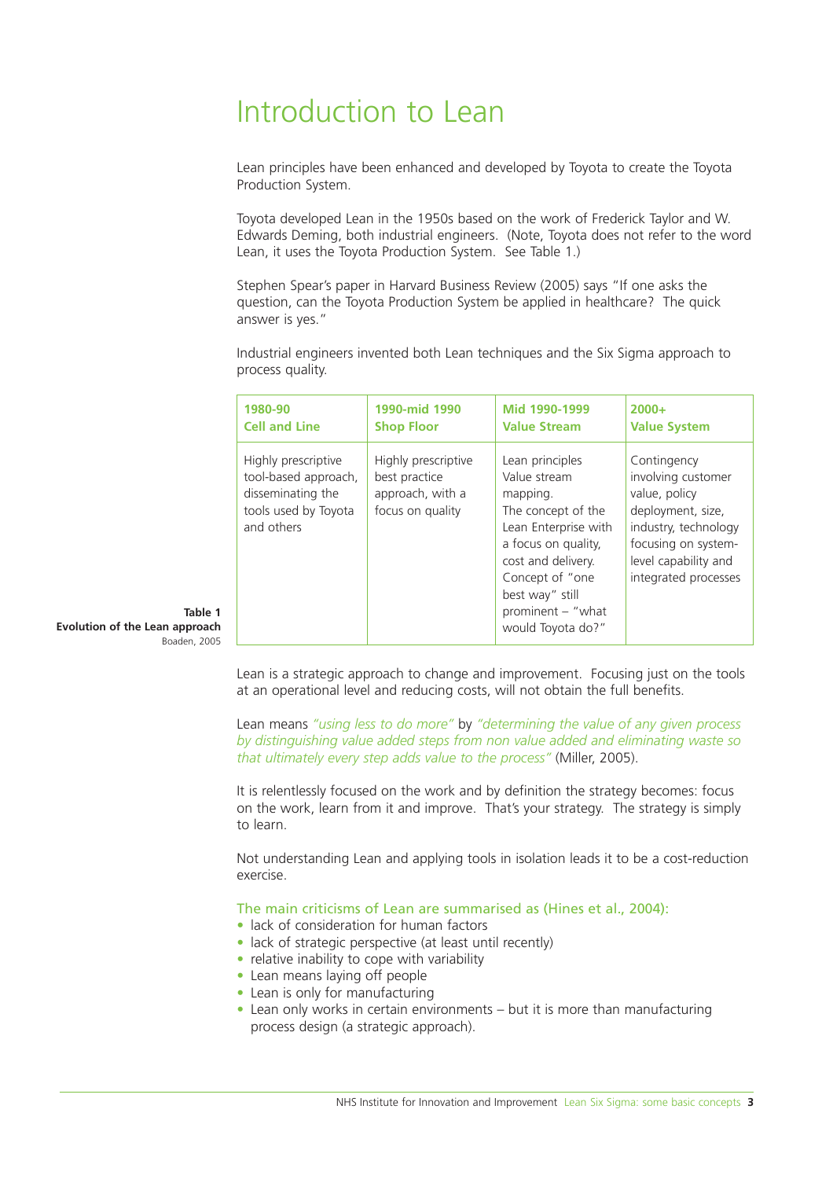# Introduction to Lean

Lean principles have been enhanced and developed by Toyota to create the Toyota Production System.

Toyota developed Lean in the 1950s based on the work of Frederick Taylor and W. Edwards Deming, both industrial engineers. (Note, Toyota does not refer to the word Lean, it uses the Toyota Production System. See Table 1.)

Stephen Spear's paper in Harvard Business Review (2005) says "If one asks the question, can the Toyota Production System be applied in healthcare? The quick answer is yes."

Industrial engineers invented both Lean techniques and the Six Sigma approach to process quality.

| **1980-90 Cell and Line** | **1990-mid 1990 Shop Floor** | **Mid 1990-1999 Value Stream** | **2000+ Value System** |
|---|---|---|---|
| Highly prescriptive tool-based approach, disseminating the tools used by Toyota and others | Highly prescriptive best practice approach, with a focus on quality | Lean principles Value stream mapping. The concept of the Lean Enterprise with a focus on quality, cost and delivery. Concept of "one best way" still prominent – "what would Toyota do?" | Contingency involving customer value, policy deployment, size, industry, technology focusing on system-level capability and integrated processes |

**Table 1**
**Evolution of the Lean approach**
Boaden, 2005

Lean is a strategic approach to change and improvement. Focusing just on the tools at an operational level and reducing costs, will not obtain the full benefits.

Lean means *"using less to do more"* by *"determining the value of any given process by distinguishing value added steps from non value added and eliminating waste so that ultimately every step adds value to the process"* (Miller, 2005).

It is relentlessly focused on the work and by definition the strategy becomes: focus on the work, learn from it and improve. That's your strategy. The strategy is simply to learn.

Not understanding Lean and applying tools in isolation leads it to be a cost-reduction exercise.

The main criticisms of Lean are summarised as (Hines et al., 2004):

- lack of consideration for human factors
- lack of strategic perspective (at least until recently)
- relative inability to cope with variability
- Lean means laying off people
- Lean is only for manufacturing
- Lean only works in certain environments – but it is more than manufacturing process design (a strategic approach).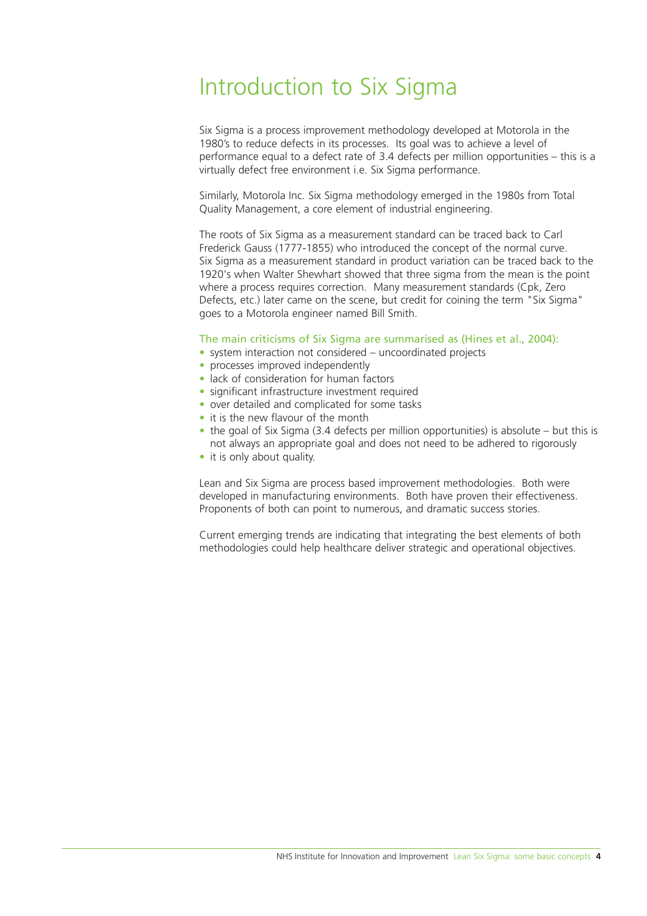# Introduction to Six Sigma

Six Sigma is a process improvement methodology developed at Motorola in the 1980's to reduce defects in its processes. Its goal was to achieve a level of performance equal to a defect rate of 3.4 defects per million opportunities – this is a virtually defect free environment i.e. Six Sigma performance.

Similarly, Motorola Inc. Six Sigma methodology emerged in the 1980s from Total Quality Management, a core element of industrial engineering.

The roots of Six Sigma as a measurement standard can be traced back to Carl Frederick Gauss (1777-1855) who introduced the concept of the normal curve. Six Sigma as a measurement standard in product variation can be traced back to the 1920's when Walter Shewhart showed that three sigma from the mean is the point where a process requires correction. Many measurement standards (Cpk, Zero Defects, etc.) later came on the scene, but credit for coining the term "Six Sigma" goes to a Motorola engineer named Bill Smith.

### The main criticisms of Six Sigma are summarised as (Hines et al., 2004):

- system interaction not considered – uncoordinated projects
- processes improved independently
- lack of consideration for human factors
- significant infrastructure investment required
- over detailed and complicated for some tasks
- it is the new flavour of the month
- the goal of Six Sigma (3.4 defects per million opportunities) is absolute – but this is not always an appropriate goal and does not need to be adhered to rigorously
- it is only about quality.

Lean and Six Sigma are process based improvement methodologies. Both were developed in manufacturing environments. Both have proven their effectiveness. Proponents of both can point to numerous, and dramatic success stories.

Current emerging trends are indicating that integrating the best elements of both methodologies could help healthcare deliver strategic and operational objectives.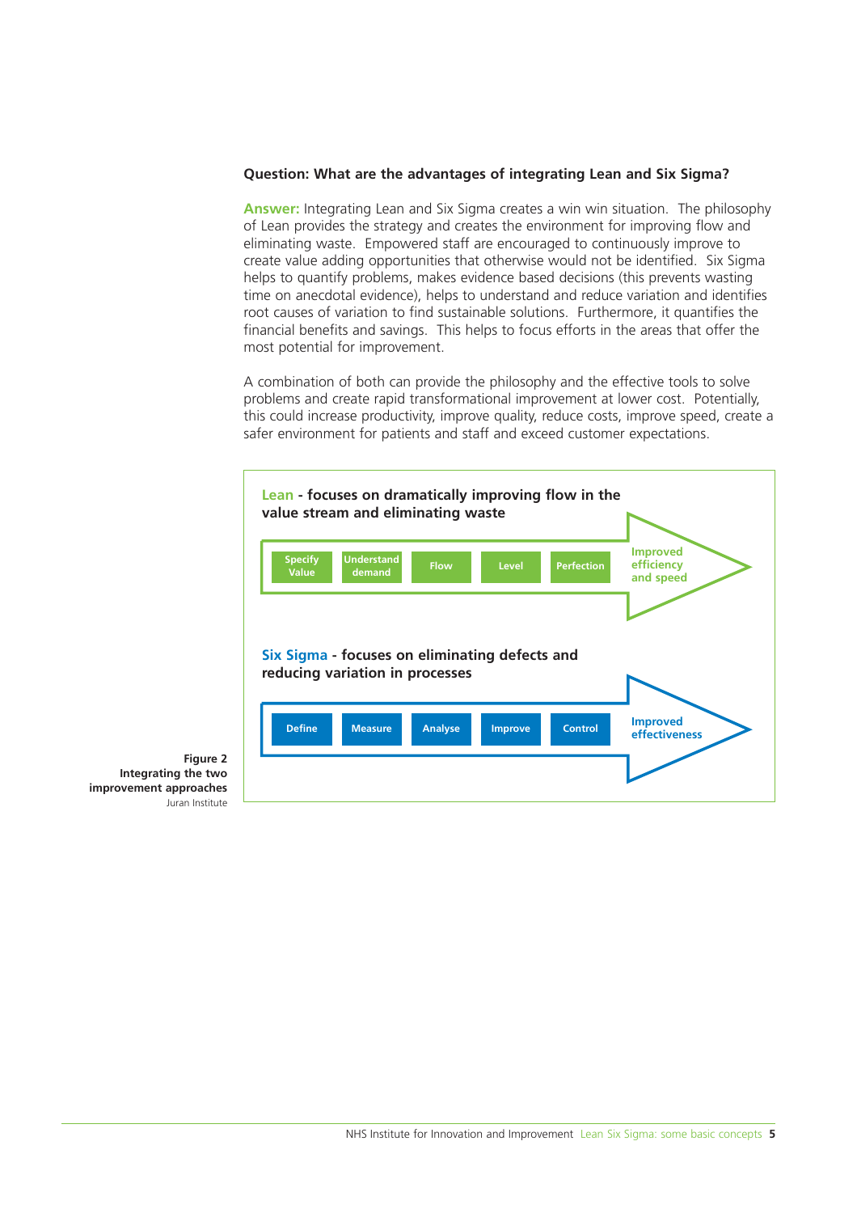**Question: What are the advantages of integrating Lean and Six Sigma?**

**Answer:** Integrating Lean and Six Sigma creates a win win situation. The philosophy of Lean provides the strategy and creates the environment for improving flow and eliminating waste. Empowered staff are encouraged to continuously improve to create value adding opportunities that otherwise would not be identified. Six Sigma helps to quantify problems, makes evidence based decisions (this prevents wasting time on anecdotal evidence), helps to understand and reduce variation and identifies root causes of variation to find sustainable solutions. Furthermore, it quantifies the financial benefits and savings. This helps to focus efforts in the areas that offer the most potential for improvement.

A combination of both can provide the philosophy and the effective tools to solve problems and create rapid transformational improvement at lower cost. Potentially, this could increase productivity, improve quality, reduce costs, improve speed, create a safer environment for patients and staff and exceed customer expectations.

**Lean - focuses on dramatically improving flow in the value stream and eliminating waste**

Specify Value → Understand demand → Flow → Level → Perfection → Improved efficiency and speed

**Six Sigma - focuses on eliminating defects and reducing variation in processes**

Define → Measure → Analyse → Improve → Control → Improved effectiveness

**Figure 2**
**Integrating the two improvement approaches**
Juran Institute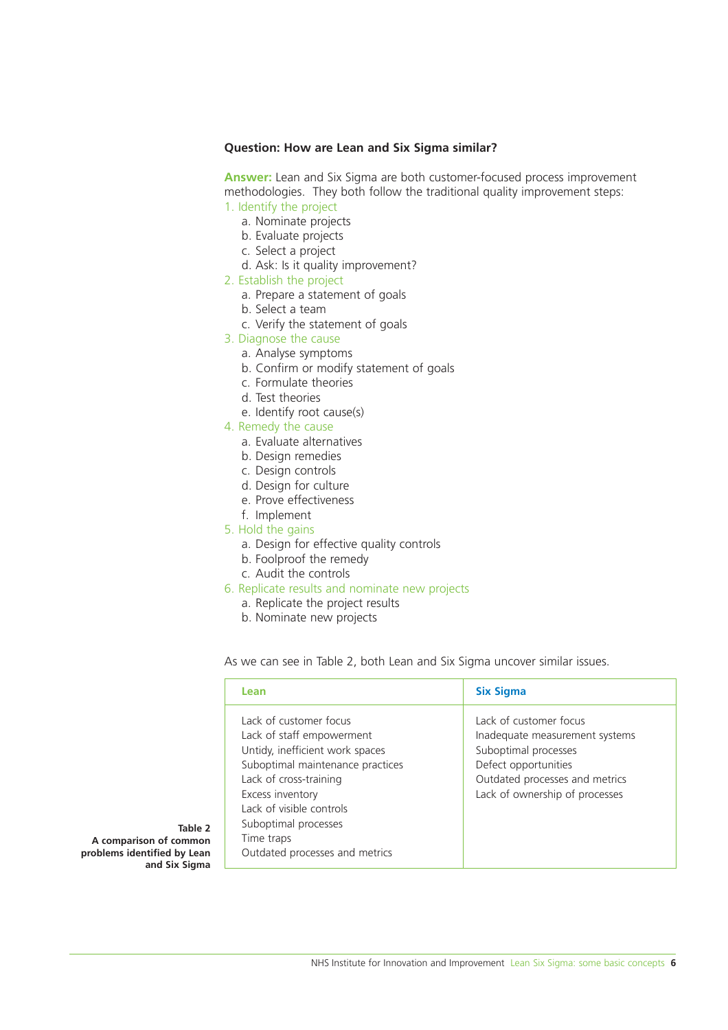**Question: How are Lean and Six Sigma similar?**

**Answer:** Lean and Six Sigma are both customer-focused process improvement methodologies. They both follow the traditional quality improvement steps:

1. Identify the project
    a. Nominate projects
    b. Evaluate projects
    c. Select a project
    d. Ask: Is it quality improvement?
2. Establish the project
    a. Prepare a statement of goals
    b. Select a team
    c. Verify the statement of goals
3. Diagnose the cause
    a. Analyse symptoms
    b. Confirm or modify statement of goals
    c. Formulate theories
    d. Test theories
    e. Identify root cause(s)
4. Remedy the cause
    a. Evaluate alternatives
    b. Design remedies
    c. Design controls
    d. Design for culture
    e. Prove effectiveness
    f. Implement
5. Hold the gains
    a. Design for effective quality controls
    b. Foolproof the remedy
    c. Audit the controls
6. Replicate results and nominate new projects
    a. Replicate the project results
    b. Nominate new projects

As we can see in Table 2, both Lean and Six Sigma uncover similar issues.

**Table 2**
**A comparison of common problems identified by Lean and Six Sigma**

| Lean | Six Sigma |
|---|---|
| Lack of customer focus<br>Lack of staff empowerment<br>Untidy, inefficient work spaces<br>Suboptimal maintenance practices<br>Lack of cross-training<br>Excess inventory<br>Lack of visible controls<br>Suboptimal processes<br>Time traps<br>Outdated processes and metrics | Lack of customer focus<br>Inadequate measurement systems<br>Suboptimal processes<br>Defect opportunities<br>Outdated processes and metrics<br>Lack of ownership of processes |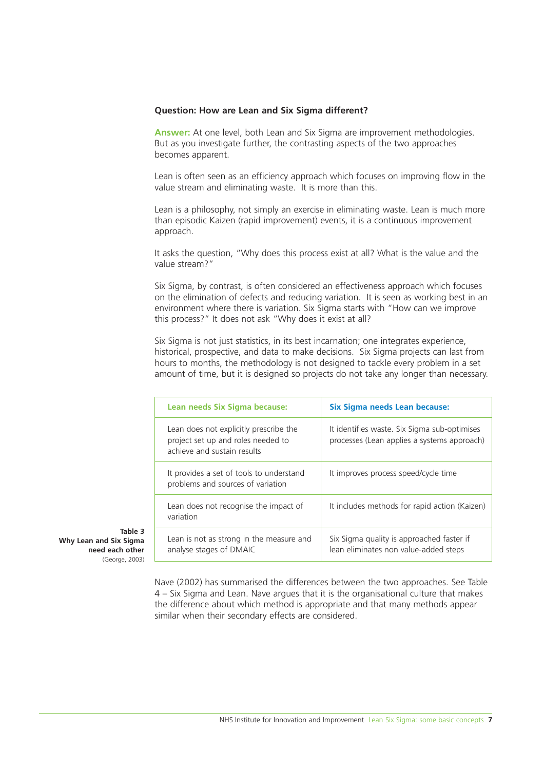**Question: How are Lean and Six Sigma different?**

**Answer:** At one level, both Lean and Six Sigma are improvement methodologies. But as you investigate further, the contrasting aspects of the two approaches becomes apparent.

Lean is often seen as an efficiency approach which focuses on improving flow in the value stream and eliminating waste. It is more than this.

Lean is a philosophy, not simply an exercise in eliminating waste. Lean is much more than episodic Kaizen (rapid improvement) events, it is a continuous improvement approach.

It asks the question, "Why does this process exist at all? What is the value and the value stream?"

Six Sigma, by contrast, is often considered an effectiveness approach which focuses on the elimination of defects and reducing variation. It is seen as working best in an environment where there is variation. Six Sigma starts with "How can we improve this process?" It does not ask "Why does it exist at all?

Six Sigma is not just statistics, in its best incarnation; one integrates experience, historical, prospective, and data to make decisions. Six Sigma projects can last from hours to months, the methodology is not designed to tackle every problem in a set amount of time, but it is designed so projects do not take any longer than necessary.

**Table 3**
**Why Lean and Six Sigma need each other**
(George, 2003)

| Lean needs Six Sigma because: | Six Sigma needs Lean because: |
|---|---|
| Lean does not explicitly prescribe the project set up and roles needed to achieve and sustain results | It identifies waste. Six Sigma sub-optimises processes (Lean applies a systems approach) |
| It provides a set of tools to understand problems and sources of variation | It improves process speed/cycle time |
| Lean does not recognise the impact of variation | It includes methods for rapid action (Kaizen) |
| Lean is not as strong in the measure and analyse stages of DMAIC | Six Sigma quality is approached faster if lean eliminates non value-added steps |

Nave (2002) has summarised the differences between the two approaches. See Table 4 – Six Sigma and Lean. Nave argues that it is the organisational culture that makes the difference about which method is appropriate and that many methods appear similar when their secondary effects are considered.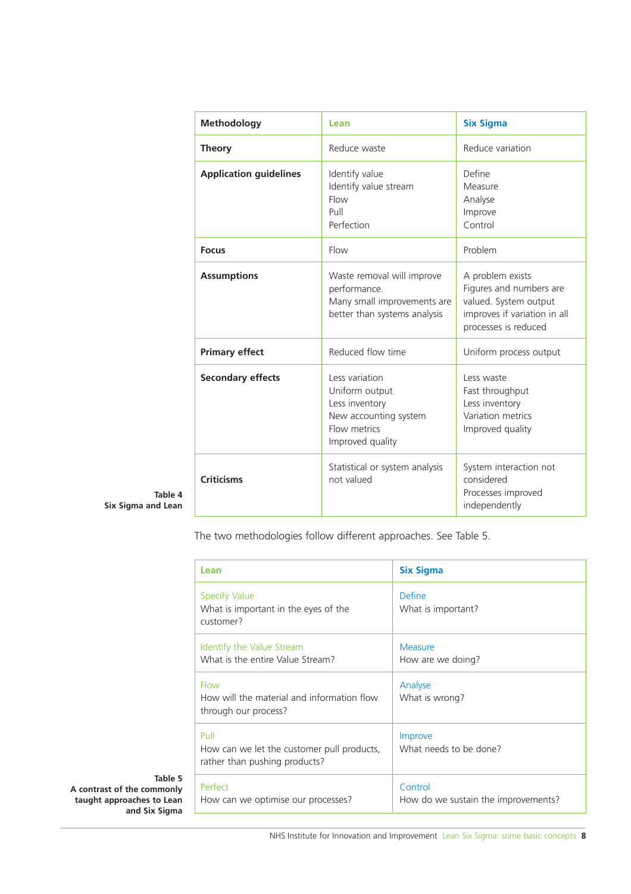| Methodology | Lean | Six Sigma |
|---|---|---|
| **Theory** | Reduce waste | Reduce variation |
| **Application guidelines** | Identify value<br>Identify value stream<br>Flow<br>Pull<br>Perfection | Define<br>Measure<br>Analyse<br>Improve<br>Control |
| **Focus** | Flow | Problem |
| **Assumptions** | Waste removal will improve performance.<br>Many small improvements are better than systems analysis | A problem exists<br>Figures and numbers are valued. System output improves if variation in all processes is reduced |
| **Primary effect** | Reduced flow time | Uniform process output |
| **Secondary effects** | Less variation<br>Uniform output<br>Less inventory<br>New accounting system<br>Flow metrics<br>Improved quality | Less waste<br>Fast throughput<br>Less inventory<br>Variation metrics<br>Improved quality |
| **Criticisms** | Statistical or system analysis not valued | System interaction not considered<br>Processes improved independently |

**Table 4**
**Six Sigma and Lean**

The two methodologies follow different approaches. See Table 5.

| Lean | Six Sigma |
|---|---|
| Specify Value<br>What is important in the eyes of the customer? | Define<br>What is important? |
| Identify the Value Stream<br>What is the entire Value Stream? | Measure<br>How are we doing? |
| Flow<br>How will the material and information flow through our process? | Analyse<br>What is wrong? |
| Pull<br>How can we let the customer pull products, rather than pushing products? | Improve<br>What needs to be done? |
| Perfect<br>How can we optimise our processes? | Control<br>How do we sustain the improvements? |

**Table 5**
**A contrast of the commonly taught approaches to Lean and Six Sigma**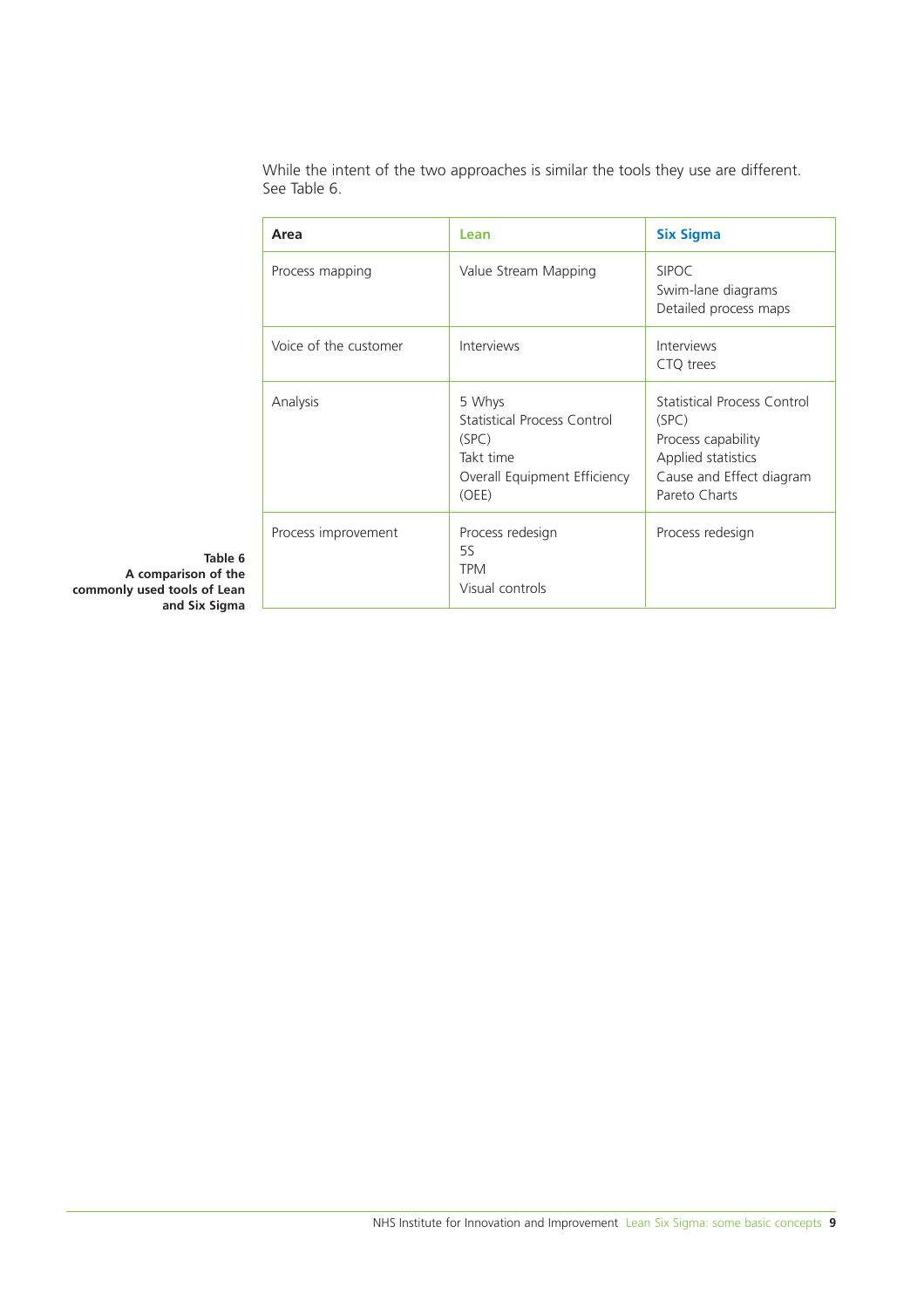While the intent of the two approaches is similar the tools they use are different. See Table 6.

| Area | Lean | Six Sigma |
| --- | --- | --- |
| Process mapping | Value Stream Mapping | SIPOC<br>Swim-lane diagrams<br>Detailed process maps |
| Voice of the customer | Interviews | Interviews<br>CTQ trees |
| Analysis | 5 Whys<br>Statistical Process Control (SPC)<br>Takt time<br>Overall Equipment Efficiency (OEE) | Statistical Process Control (SPC)<br>Process capability<br>Applied statistics<br>Cause and Effect diagram<br>Pareto Charts |
| Process improvement | Process redesign<br>5S<br>TPM<br>Visual controls | Process redesign |

**Table 6**
**A comparison of the commonly used tools of Lean and Six Sigma**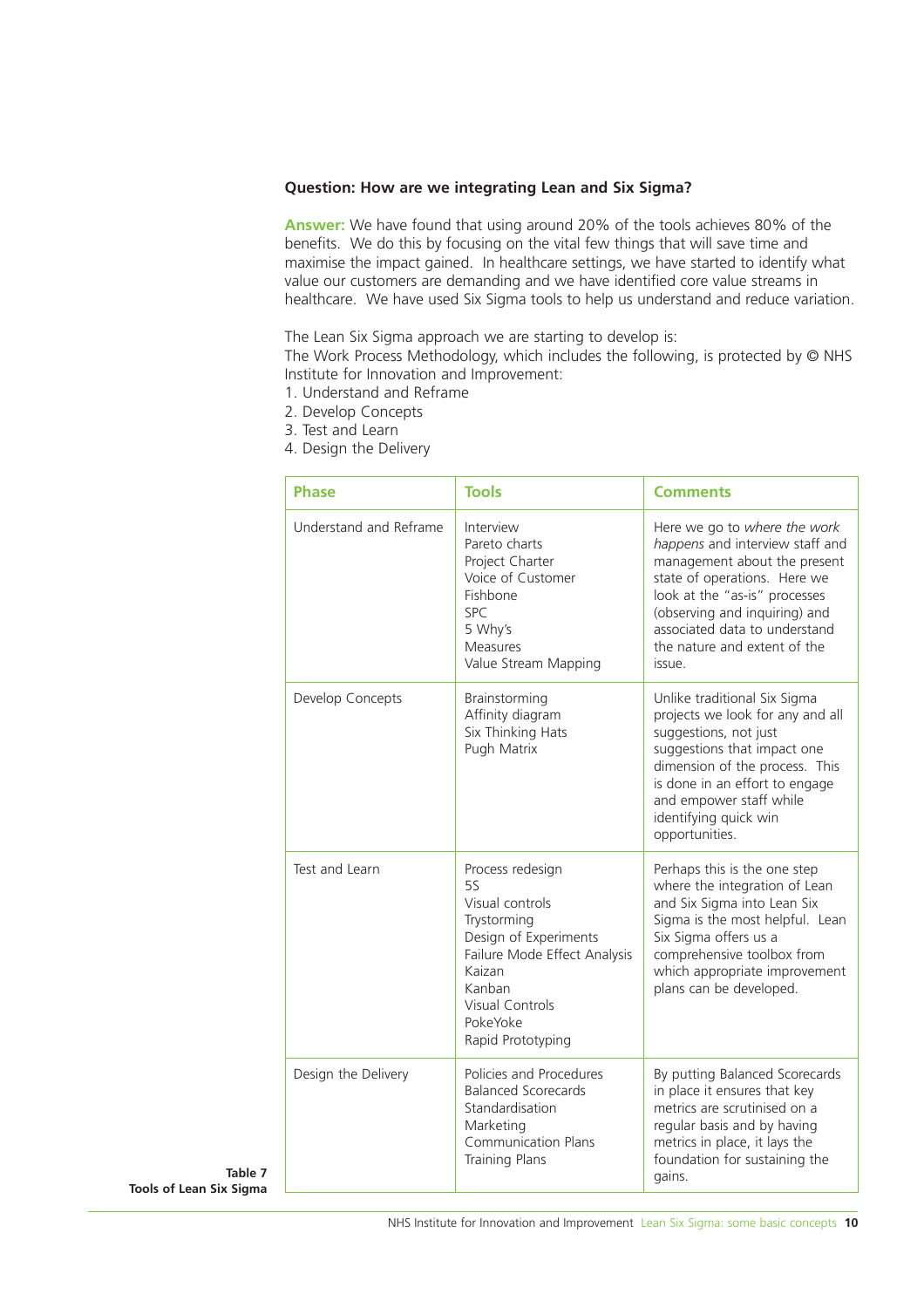**Question: How are we integrating Lean and Six Sigma?**

**Answer:** We have found that using around 20% of the tools achieves 80% of the benefits. We do this by focusing on the vital few things that will save time and maximise the impact gained. In healthcare settings, we have started to identify what value our customers are demanding and we have identified core value streams in healthcare. We have used Six Sigma tools to help us understand and reduce variation.

The Lean Six Sigma approach we are starting to develop is:
The Work Process Methodology, which includes the following, is protected by © NHS Institute for Innovation and Improvement:

1. Understand and Reframe
2. Develop Concepts
3. Test and Learn
4. Design the Delivery

| Phase | Tools | Comments |
|---|---|---|
| Understand and Reframe | Interview<br>Pareto charts<br>Project Charter<br>Voice of Customer<br>Fishbone<br>SPC<br>5 Why's<br>Measures<br>Value Stream Mapping | Here we go to *where the work happens* and interview staff and management about the present state of operations. Here we look at the "as-is" processes (observing and inquiring) and associated data to understand the nature and extent of the issue. |
| Develop Concepts | Brainstorming<br>Affinity diagram<br>Six Thinking Hats<br>Pugh Matrix | Unlike traditional Six Sigma projects we look for any and all suggestions, not just suggestions that impact one dimension of the process. This is done in an effort to engage and empower staff while identifying quick win opportunities. |
| Test and Learn | Process redesign<br>5S<br>Visual controls<br>Trystorming<br>Design of Experiments<br>Failure Mode Effect Analysis<br>Kaizan<br>Kanban<br>Visual Controls<br>PokeYoke<br>Rapid Prototyping | Perhaps this is the one step where the integration of Lean and Six Sigma into Lean Six Sigma is the most helpful. Lean Six Sigma offers us a comprehensive toolbox from which appropriate improvement plans can be developed. |
| Design the Delivery | Policies and Procedures<br>Balanced Scorecards<br>Standardisation<br>Marketing<br>Communication Plans<br>Training Plans | By putting Balanced Scorecards in place it ensures that key metrics are scrutinised on a regular basis and by having metrics in place, it lays the foundation for sustaining the gains. |

**Table 7**
**Tools of Lean Six Sigma**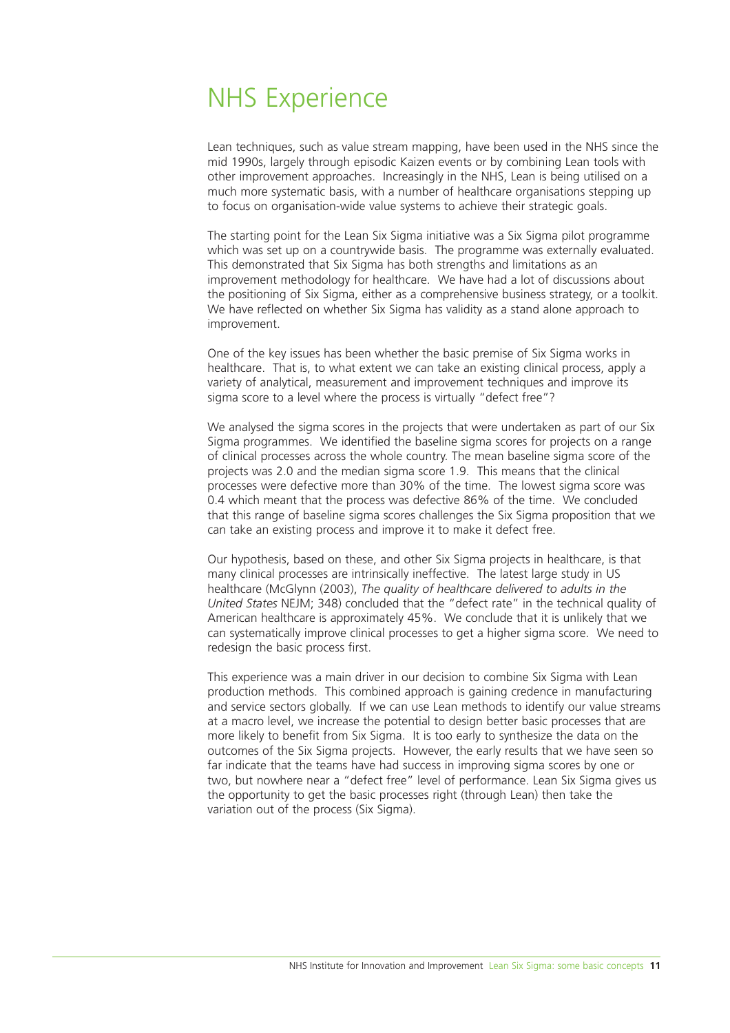# NHS Experience

Lean techniques, such as value stream mapping, have been used in the NHS since the mid 1990s, largely through episodic Kaizen events or by combining Lean tools with other improvement approaches. Increasingly in the NHS, Lean is being utilised on a much more systematic basis, with a number of healthcare organisations stepping up to focus on organisation-wide value systems to achieve their strategic goals.

The starting point for the Lean Six Sigma initiative was a Six Sigma pilot programme which was set up on a countrywide basis. The programme was externally evaluated. This demonstrated that Six Sigma has both strengths and limitations as an improvement methodology for healthcare. We have had a lot of discussions about the positioning of Six Sigma, either as a comprehensive business strategy, or a toolkit. We have reflected on whether Six Sigma has validity as a stand alone approach to improvement.

One of the key issues has been whether the basic premise of Six Sigma works in healthcare. That is, to what extent we can take an existing clinical process, apply a variety of analytical, measurement and improvement techniques and improve its sigma score to a level where the process is virtually "defect free"?

We analysed the sigma scores in the projects that were undertaken as part of our Six Sigma programmes. We identified the baseline sigma scores for projects on a range of clinical processes across the whole country. The mean baseline sigma score of the projects was 2.0 and the median sigma score 1.9. This means that the clinical processes were defective more than 30% of the time. The lowest sigma score was 0.4 which meant that the process was defective 86% of the time. We concluded that this range of baseline sigma scores challenges the Six Sigma proposition that we can take an existing process and improve it to make it defect free.

Our hypothesis, based on these, and other Six Sigma projects in healthcare, is that many clinical processes are intrinsically ineffective. The latest large study in US healthcare (McGlynn (2003), *The quality of healthcare delivered to adults in the United States* NEJM; 348) concluded that the "defect rate" in the technical quality of American healthcare is approximately 45%. We conclude that it is unlikely that we can systematically improve clinical processes to get a higher sigma score. We need to redesign the basic process first.

This experience was a main driver in our decision to combine Six Sigma with Lean production methods. This combined approach is gaining credence in manufacturing and service sectors globally. If we can use Lean methods to identify our value streams at a macro level, we increase the potential to design better basic processes that are more likely to benefit from Six Sigma. It is too early to synthesize the data on the outcomes of the Six Sigma projects. However, the early results that we have seen so far indicate that the teams have had success in improving sigma scores by one or two, but nowhere near a "defect free" level of performance. Lean Six Sigma gives us the opportunity to get the basic processes right (through Lean) then take the variation out of the process (Six Sigma).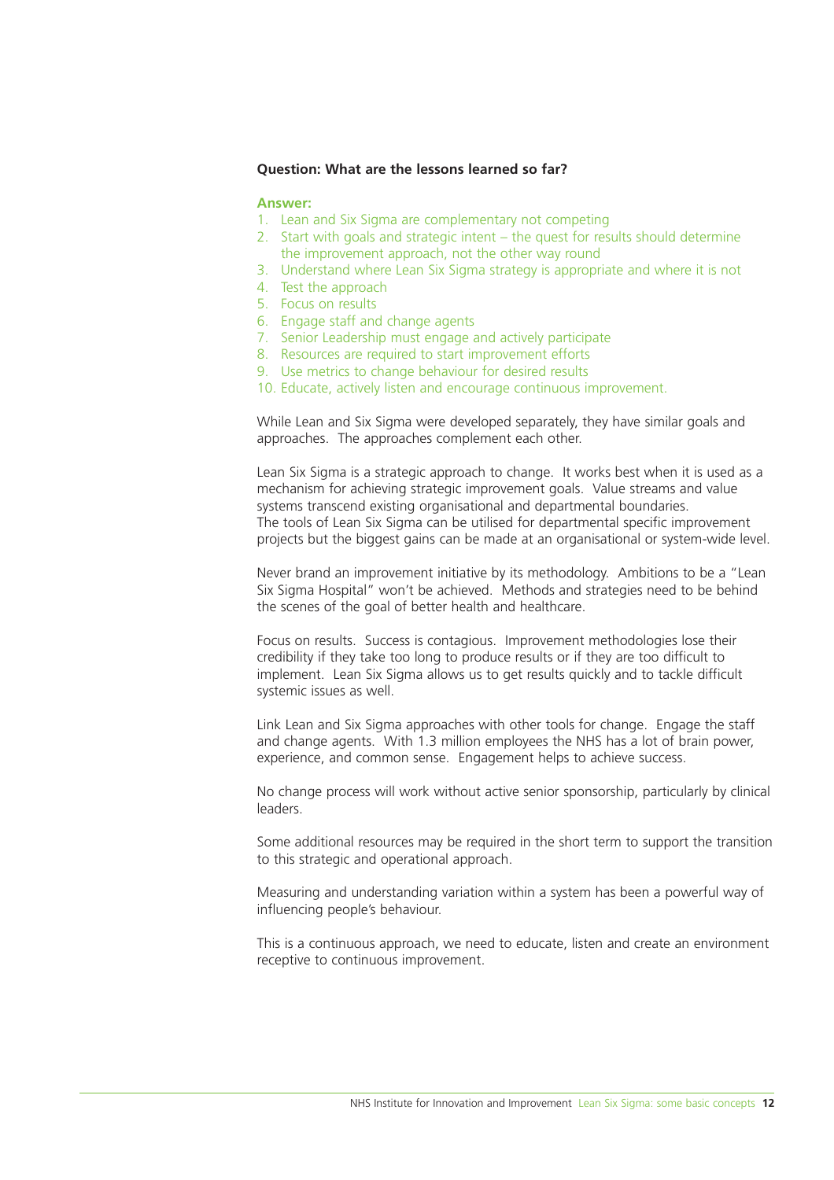**Question: What are the lessons learned so far?**

**Answer:**

1. Lean and Six Sigma are complementary not competing
2. Start with goals and strategic intent – the quest for results should determine the improvement approach, not the other way round
3. Understand where Lean Six Sigma strategy is appropriate and where it is not
4. Test the approach
5. Focus on results
6. Engage staff and change agents
7. Senior Leadership must engage and actively participate
8. Resources are required to start improvement efforts
9. Use metrics to change behaviour for desired results
10. Educate, actively listen and encourage continuous improvement.

While Lean and Six Sigma were developed separately, they have similar goals and approaches. The approaches complement each other.

Lean Six Sigma is a strategic approach to change. It works best when it is used as a mechanism for achieving strategic improvement goals. Value streams and value systems transcend existing organisational and departmental boundaries. The tools of Lean Six Sigma can be utilised for departmental specific improvement projects but the biggest gains can be made at an organisational or system-wide level.

Never brand an improvement initiative by its methodology. Ambitions to be a "Lean Six Sigma Hospital" won't be achieved. Methods and strategies need to be behind the scenes of the goal of better health and healthcare.

Focus on results. Success is contagious. Improvement methodologies lose their credibility if they take too long to produce results or if they are too difficult to implement. Lean Six Sigma allows us to get results quickly and to tackle difficult systemic issues as well.

Link Lean and Six Sigma approaches with other tools for change. Engage the staff and change agents. With 1.3 million employees the NHS has a lot of brain power, experience, and common sense. Engagement helps to achieve success.

No change process will work without active senior sponsorship, particularly by clinical leaders.

Some additional resources may be required in the short term to support the transition to this strategic and operational approach.

Measuring and understanding variation within a system has been a powerful way of influencing people's behaviour.

This is a continuous approach, we need to educate, listen and create an environment receptive to continuous improvement.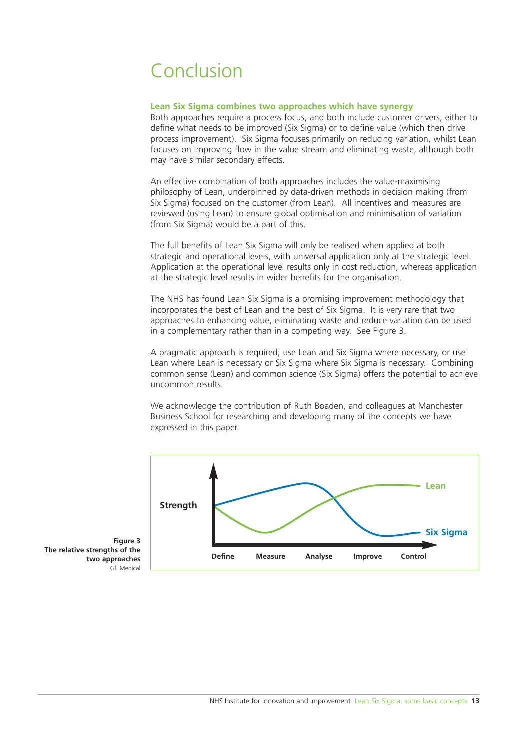# Conclusion

**Lean Six Sigma combines two approaches which have synergy**

Both approaches require a process focus, and both include customer drivers, either to define what needs to be improved (Six Sigma) or to define value (which then drive process improvement). Six Sigma focuses primarily on reducing variation, whilst Lean focuses on improving flow in the value stream and eliminating waste, although both may have similar secondary effects.

An effective combination of both approaches includes the value-maximising philosophy of Lean, underpinned by data-driven methods in decision making (from Six Sigma) focused on the customer (from Lean). All incentives and measures are reviewed (using Lean) to ensure global optimisation and minimisation of variation (from Six Sigma) would be a part of this.

The full benefits of Lean Six Sigma will only be realised when applied at both strategic and operational levels, with universal application only at the strategic level. Application at the operational level results only in cost reduction, whereas application at the strategic level results in wider benefits for the organisation.

The NHS has found Lean Six Sigma is a promising improvement methodology that incorporates the best of Lean and the best of Six Sigma. It is very rare that two approaches to enhancing value, eliminating waste and reduce variation can be used in a complementary rather than in a competing way. See Figure 3.

A pragmatic approach is required; use Lean and Six Sigma where necessary, or use Lean where Lean is necessary or Six Sigma where Six Sigma is necessary. Combining common sense (Lean) and common science (Six Sigma) offers the potential to achieve uncommon results.

We acknowledge the contribution of Ruth Boaden, and colleagues at Manchester Business School for researching and developing many of the concepts we have expressed in this paper.

Strength

Lean

Six Sigma

Define Measure Analyse Improve Control

**Figure 3**
**The relative strengths of the two approaches**
GE Medical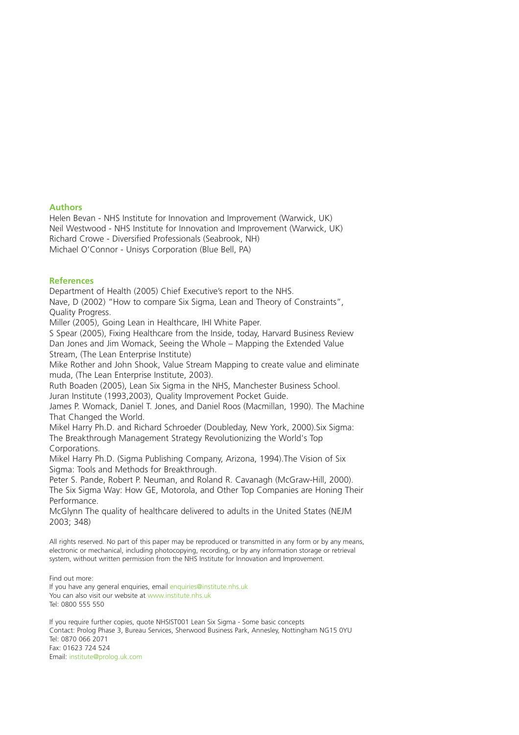## Authors

Helen Bevan - NHS Institute for Innovation and Improvement (Warwick, UK)
Neil Westwood - NHS Institute for Innovation and Improvement (Warwick, UK)
Richard Crowe - Diversified Professionals (Seabrook, NH)
Michael O'Connor - Unisys Corporation (Blue Bell, PA)

## References

Department of Health (2005) Chief Executive's report to the NHS.
Nave, D (2002) "How to compare Six Sigma, Lean and Theory of Constraints", Quality Progress.
Miller (2005), Going Lean in Healthcare, IHI White Paper.
S Spear (2005), Fixing Healthcare from the Inside, today, Harvard Business Review
Dan Jones and Jim Womack, Seeing the Whole – Mapping the Extended Value Stream, (The Lean Enterprise Institute)
Mike Rother and John Shook, Value Stream Mapping to create value and eliminate muda, (The Lean Enterprise Institute, 2003).
Ruth Boaden (2005), Lean Six Sigma in the NHS, Manchester Business School.
Juran Institute (1993,2003), Quality Improvement Pocket Guide.
James P. Womack, Daniel T. Jones, and Daniel Roos (Macmillan, 1990). The Machine That Changed the World.
Mikel Harry Ph.D. and Richard Schroeder (Doubleday, New York, 2000).Six Sigma: The Breakthrough Management Strategy Revolutionizing the World's Top Corporations.
Mikel Harry Ph.D. (Sigma Publishing Company, Arizona, 1994).The Vision of Six Sigma: Tools and Methods for Breakthrough.
Peter S. Pande, Robert P. Neuman, and Roland R. Cavanagh (McGraw-Hill, 2000). The Six Sigma Way: How GE, Motorola, and Other Top Companies are Honing Their Performance.
McGlynn The quality of healthcare delivered to adults in the United States (NEJM 2003; 348)

All rights reserved. No part of this paper may be reproduced or transmitted in any form or by any means, electronic or mechanical, including photocopying, recording, or by any information storage or retrieval system, without written permission from the NHS Institute for Innovation and Improvement.

Find out more:
If you have any general enquiries, email enquiries@institute.nhs.uk
You can also visit our website at www.institute.nhs.uk
Tel: 0800 555 550

If you require further copies, quote NHSIST001 Lean Six Sigma - Some basic concepts
Contact: Prolog Phase 3, Bureau Services, Sherwood Business Park, Annesley, Nottingham NG15 0YU
Tel: 0870 066 2071
Fax: 01623 724 524
Email: institute@prolog.uk.com